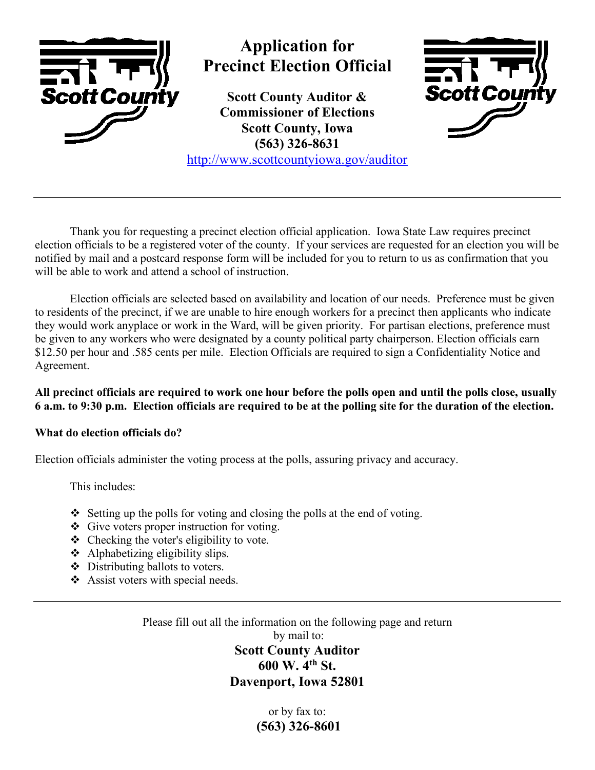# Application for Precinct Election Official

**Scott County Auditor & Commissioner of Elections**
**Scott County, Iowa**
**(563) 326-8631**
http://www.scottcountyiowa.gov/auditor

---

Thank you for requesting a precinct election official application. Iowa State Law requires precinct election officials to be a registered voter of the county. If your services are requested for an election you will be notified by mail and a postcard response form will be included for you to return to us as confirmation that you will be able to work and attend a school of instruction.

Election officials are selected based on availability and location of our needs. Preference must be given to residents of the precinct, if we are unable to hire enough workers for a precinct then applicants who indicate they would work anyplace or work in the Ward, will be given priority. For partisan elections, preference must be given to any workers who were designated by a county political party chairperson. Election officials earn $12.50 per hour and .585 cents per mile. Election Officials are required to sign a Confidentiality Notice and Agreement.

**All precinct officials are required to work one hour before the polls open and until the polls close, usually 6 a.m. to 9:30 p.m. Election officials are required to be at the polling site for the duration of the election.**

**What do election officials do?**

Election officials administer the voting process at the polls, assuring privacy and accuracy.

This includes:

- Setting up the polls for voting and closing the polls at the end of voting.
- Give voters proper instruction for voting.
- Checking the voter's eligibility to vote.
- Alphabetizing eligibility slips.
- Distributing ballots to voters.
- Assist voters with special needs.

---

Please fill out all the information on the following page and return by mail to:

**Scott County Auditor**
**600 W. 4th St.**
**Davenport, Iowa 52801**

or by fax to:
**(563) 326-8601**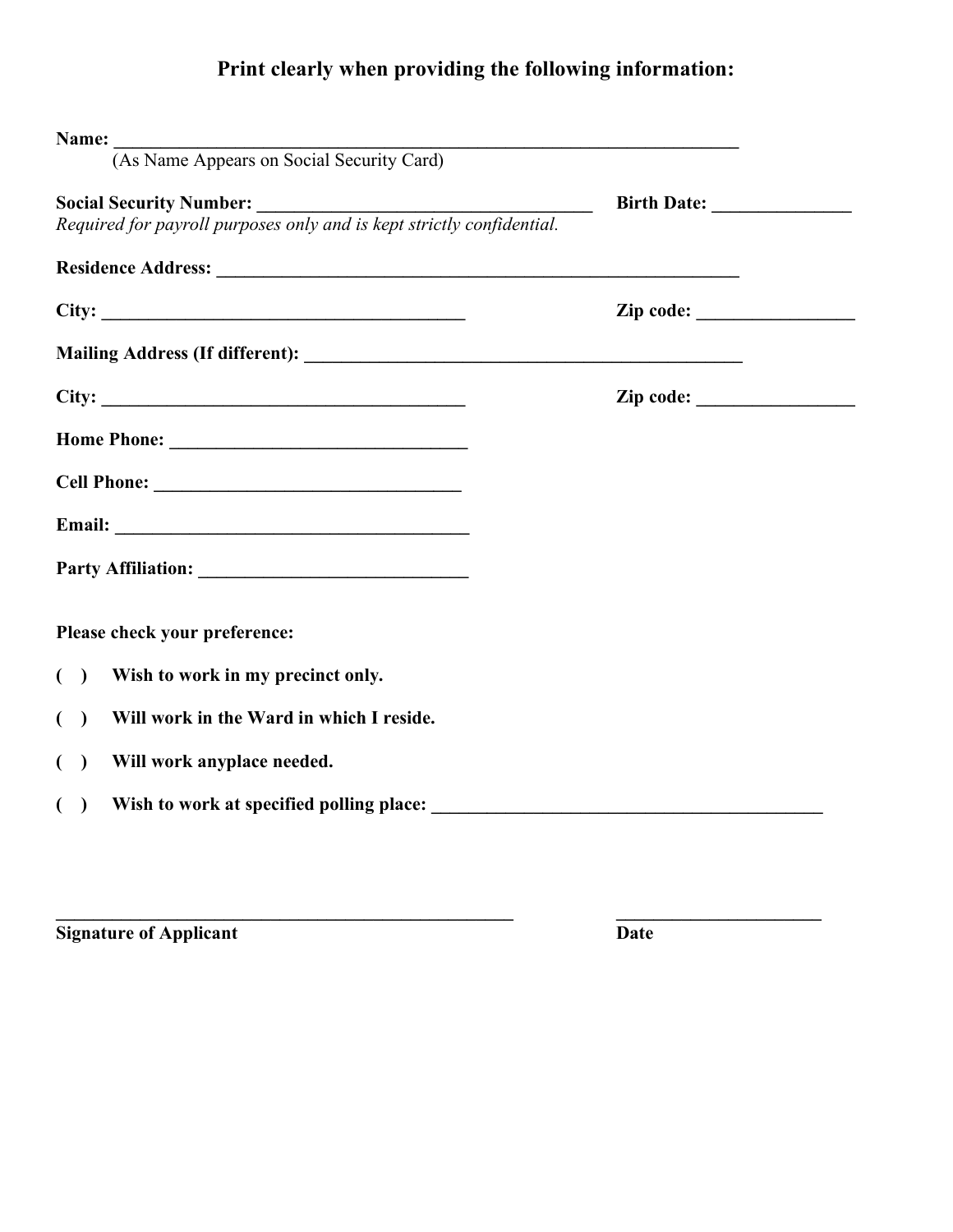## Print clearly when providing the following information:

**Name:** ______________________________________________________________
(As Name Appears on Social Security Card)

**Social Security Number:** ___________________________________ **Birth Date:** _______________
*Required for payroll purposes only and is kept strictly confidential.*

**Residence Address:** _______________________________________________________

**City:** ________________________________________ **Zip code:** _________________

**Mailing Address (If different):** _____________________________________________

**City:** ________________________________________ **Zip code:** _________________

**Home Phone:** _________________________________

**Cell Phone:** _________________________________

**Email:** ________________________________________

**Party Affiliation:** ______________________________

**Please check your preference:**

**( ) Wish to work in my precinct only.**

**( ) Will work in the Ward in which I reside.**

**( ) Will work anyplace needed.**

**( ) Wish to work at specified polling place:** ___________________________________________

_____________________________________________________ ______________________
**Signature of Applicant** **Date**